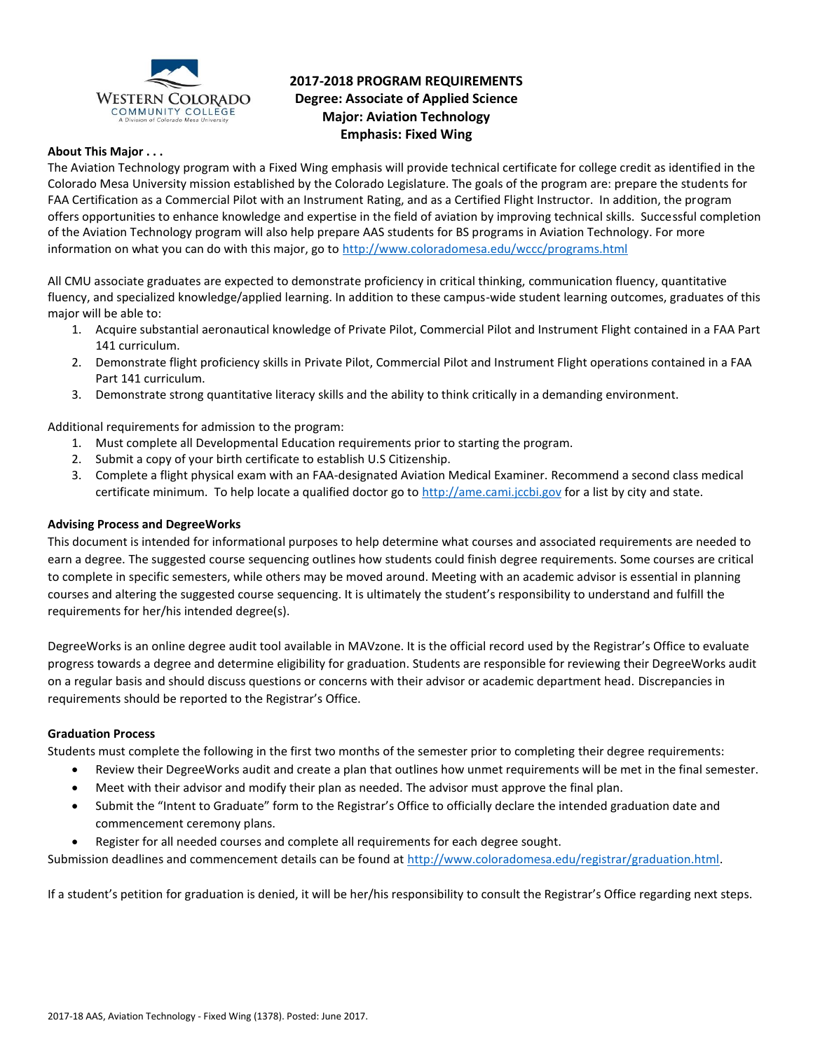# 2017-2018 PROGRAM REQUIREMENTS
## Degree: Associate of Applied Science
## Major: Aviation Technology
## Emphasis: Fixed Wing

**About This Major . . .**

The Aviation Technology program with a Fixed Wing emphasis will provide technical certificate for college credit as identified in the Colorado Mesa University mission established by the Colorado Legislature. The goals of the program are: prepare the students for FAA Certification as a Commercial Pilot with an Instrument Rating, and as a Certified Flight Instructor. In addition, the program offers opportunities to enhance knowledge and expertise in the field of aviation by improving technical skills. Successful completion of the Aviation Technology program will also help prepare AAS students for BS programs in Aviation Technology. For more information on what you can do with this major, go to http://www.coloradomesa.edu/wccc/programs.html

All CMU associate graduates are expected to demonstrate proficiency in critical thinking, communication fluency, quantitative fluency, and specialized knowledge/applied learning. In addition to these campus-wide student learning outcomes, graduates of this major will be able to:

1. Acquire substantial aeronautical knowledge of Private Pilot, Commercial Pilot and Instrument Flight contained in a FAA Part 141 curriculum.
2. Demonstrate flight proficiency skills in Private Pilot, Commercial Pilot and Instrument Flight operations contained in a FAA Part 141 curriculum.
3. Demonstrate strong quantitative literacy skills and the ability to think critically in a demanding environment.

Additional requirements for admission to the program:

1. Must complete all Developmental Education requirements prior to starting the program.
2. Submit a copy of your birth certificate to establish U.S Citizenship.
3. Complete a flight physical exam with an FAA-designated Aviation Medical Examiner. Recommend a second class medical certificate minimum. To help locate a qualified doctor go to http://ame.cami.jccbi.gov for a list by city and state.

**Advising Process and DegreeWorks**

This document is intended for informational purposes to help determine what courses and associated requirements are needed to earn a degree. The suggested course sequencing outlines how students could finish degree requirements. Some courses are critical to complete in specific semesters, while others may be moved around. Meeting with an academic advisor is essential in planning courses and altering the suggested course sequencing. It is ultimately the student's responsibility to understand and fulfill the requirements for her/his intended degree(s).

DegreeWorks is an online degree audit tool available in MAVzone. It is the official record used by the Registrar's Office to evaluate progress towards a degree and determine eligibility for graduation. Students are responsible for reviewing their DegreeWorks audit on a regular basis and should discuss questions or concerns with their advisor or academic department head. Discrepancies in requirements should be reported to the Registrar's Office.

**Graduation Process**

Students must complete the following in the first two months of the semester prior to completing their degree requirements:

- Review their DegreeWorks audit and create a plan that outlines how unmet requirements will be met in the final semester.
- Meet with their advisor and modify their plan as needed. The advisor must approve the final plan.
- Submit the "Intent to Graduate" form to the Registrar's Office to officially declare the intended graduation date and commencement ceremony plans.
- Register for all needed courses and complete all requirements for each degree sought.

Submission deadlines and commencement details can be found at http://www.coloradomesa.edu/registrar/graduation.html.

If a student's petition for graduation is denied, it will be her/his responsibility to consult the Registrar's Office regarding next steps.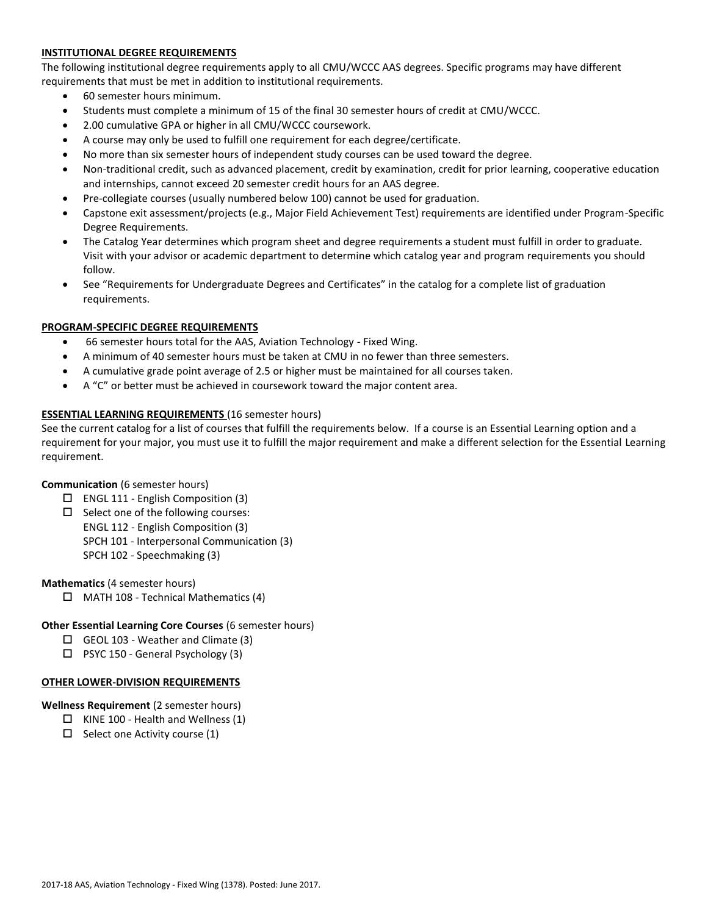## INSTITUTIONAL DEGREE REQUIREMENTS

The following institutional degree requirements apply to all CMU/WCCC AAS degrees. Specific programs may have different requirements that must be met in addition to institutional requirements.

- 60 semester hours minimum.
- Students must complete a minimum of 15 of the final 30 semester hours of credit at CMU/WCCC.
- 2.00 cumulative GPA or higher in all CMU/WCCC coursework.
- A course may only be used to fulfill one requirement for each degree/certificate.
- No more than six semester hours of independent study courses can be used toward the degree.
- Non-traditional credit, such as advanced placement, credit by examination, credit for prior learning, cooperative education and internships, cannot exceed 20 semester credit hours for an AAS degree.
- Pre-collegiate courses (usually numbered below 100) cannot be used for graduation.
- Capstone exit assessment/projects (e.g., Major Field Achievement Test) requirements are identified under Program-Specific Degree Requirements.
- The Catalog Year determines which program sheet and degree requirements a student must fulfill in order to graduate. Visit with your advisor or academic department to determine which catalog year and program requirements you should follow.
- See "Requirements for Undergraduate Degrees and Certificates" in the catalog for a complete list of graduation requirements.

## PROGRAM-SPECIFIC DEGREE REQUIREMENTS

- 66 semester hours total for the AAS, Aviation Technology - Fixed Wing.
- A minimum of 40 semester hours must be taken at CMU in no fewer than three semesters.
- A cumulative grade point average of 2.5 or higher must be maintained for all courses taken.
- A "C" or better must be achieved in coursework toward the major content area.

## ESSENTIAL LEARNING REQUIREMENTS (16 semester hours)

See the current catalog for a list of courses that fulfill the requirements below. If a course is an Essential Learning option and a requirement for your major, you must use it to fulfill the major requirement and make a different selection for the Essential Learning requirement.

**Communication** (6 semester hours)

- ☐ ENGL 111 - English Composition (3)
- ☐ Select one of the following courses:
  - ENGL 112 - English Composition (3)
  - SPCH 101 - Interpersonal Communication (3)
  - SPCH 102 - Speechmaking (3)

**Mathematics** (4 semester hours)

- ☐ MATH 108 - Technical Mathematics (4)

**Other Essential Learning Core Courses** (6 semester hours)

- ☐ GEOL 103 - Weather and Climate (3)
- ☐ PSYC 150 - General Psychology (3)

## OTHER LOWER-DIVISION REQUIREMENTS

**Wellness Requirement** (2 semester hours)

- ☐ KINE 100 - Health and Wellness (1)
- ☐ Select one Activity course (1)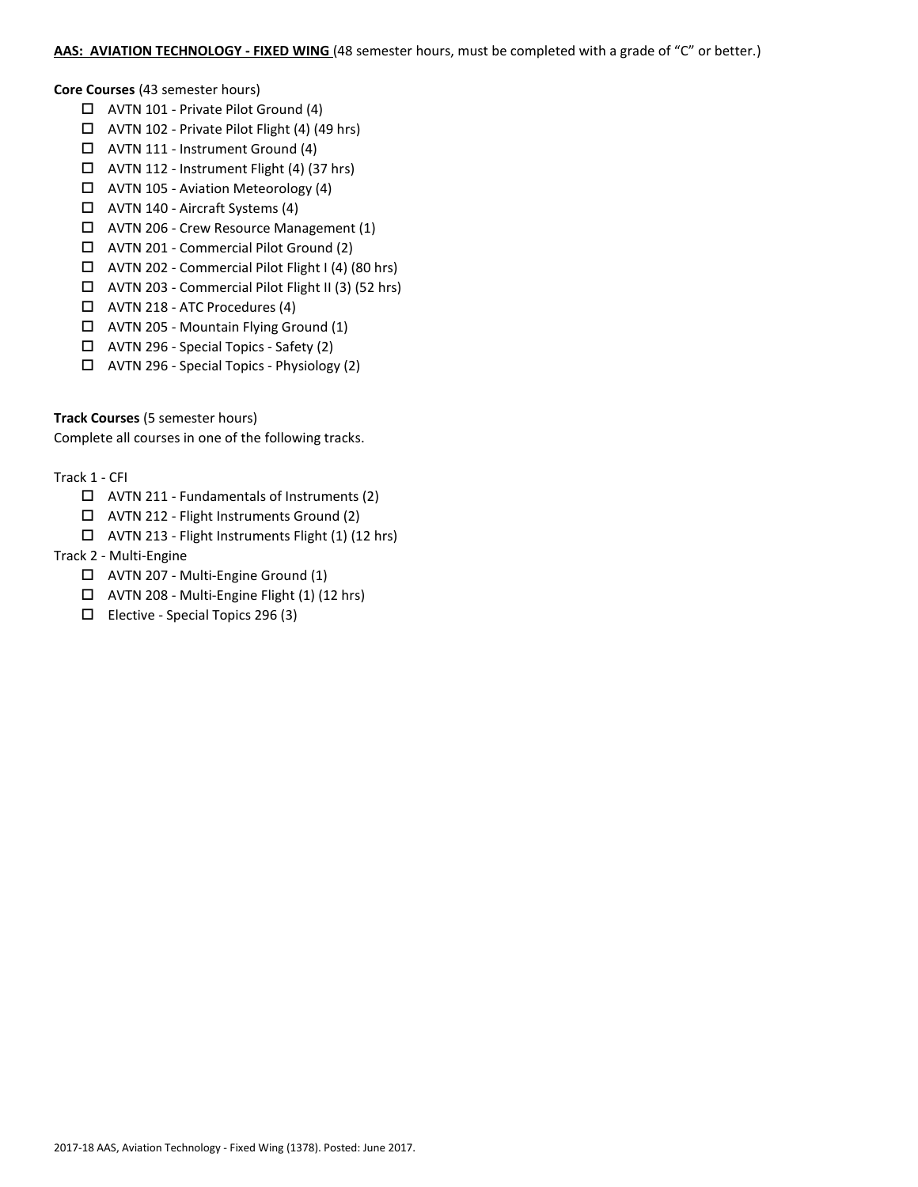**AAS: AVIATION TECHNOLOGY - FIXED WING** (48 semester hours, must be completed with a grade of "C" or better.)

**Core Courses** (43 semester hours)

- ☐ AVTN 101 - Private Pilot Ground (4)
- ☐ AVTN 102 - Private Pilot Flight (4) (49 hrs)
- ☐ AVTN 111 - Instrument Ground (4)
- ☐ AVTN 112 - Instrument Flight (4) (37 hrs)
- ☐ AVTN 105 - Aviation Meteorology (4)
- ☐ AVTN 140 - Aircraft Systems (4)
- ☐ AVTN 206 - Crew Resource Management (1)
- ☐ AVTN 201 - Commercial Pilot Ground (2)
- ☐ AVTN 202 - Commercial Pilot Flight I (4) (80 hrs)
- ☐ AVTN 203 - Commercial Pilot Flight II (3) (52 hrs)
- ☐ AVTN 218 - ATC Procedures (4)
- ☐ AVTN 205 - Mountain Flying Ground (1)
- ☐ AVTN 296 - Special Topics - Safety (2)
- ☐ AVTN 296 - Special Topics - Physiology (2)

**Track Courses** (5 semester hours)

Complete all courses in one of the following tracks.

Track 1 - CFI

- ☐ AVTN 211 - Fundamentals of Instruments (2)
- ☐ AVTN 212 - Flight Instruments Ground (2)
- ☐ AVTN 213 - Flight Instruments Flight (1) (12 hrs)

Track 2 - Multi-Engine

- ☐ AVTN 207 - Multi-Engine Ground (1)
- ☐ AVTN 208 - Multi-Engine Flight (1) (12 hrs)
- ☐ Elective - Special Topics 296 (3)

2017-18 AAS, Aviation Technology - Fixed Wing (1378). Posted: June 2017.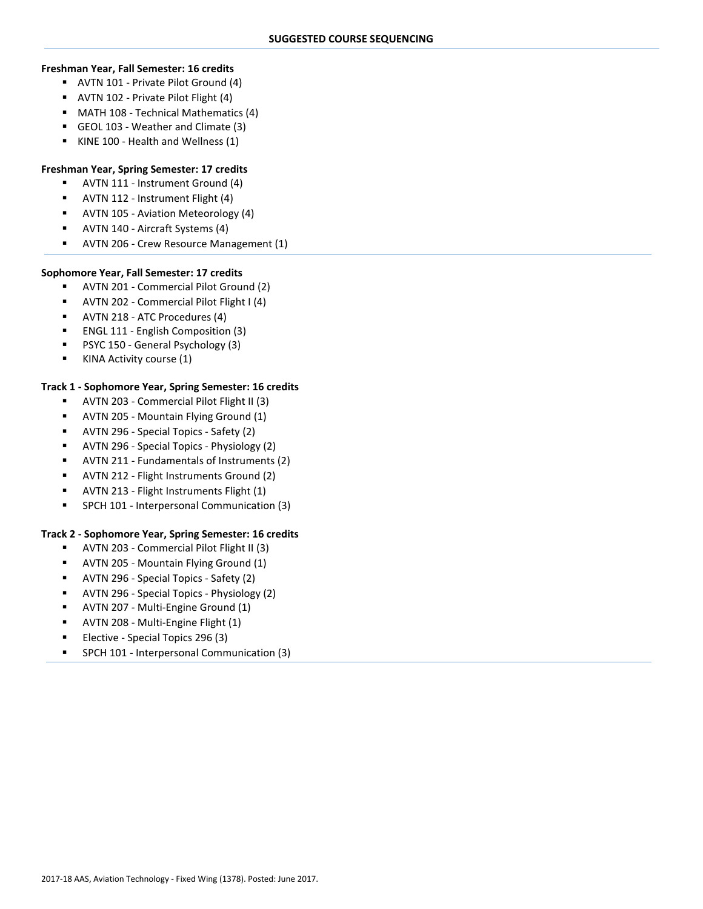## SUGGESTED COURSE SEQUENCING

**Freshman Year, Fall Semester: 16 credits**

- AVTN 101 - Private Pilot Ground (4)
- AVTN 102 - Private Pilot Flight (4)
- MATH 108 - Technical Mathematics (4)
- GEOL 103 - Weather and Climate (3)
- KINE 100 - Health and Wellness (1)

**Freshman Year, Spring Semester: 17 credits**

- AVTN 111 - Instrument Ground (4)
- AVTN 112 - Instrument Flight (4)
- AVTN 105 - Aviation Meteorology (4)
- AVTN 140 - Aircraft Systems (4)
- AVTN 206 - Crew Resource Management (1)

**Sophomore Year, Fall Semester: 17 credits**

- AVTN 201 - Commercial Pilot Ground (2)
- AVTN 202 - Commercial Pilot Flight I (4)
- AVTN 218 - ATC Procedures (4)
- ENGL 111 - English Composition (3)
- PSYC 150 - General Psychology (3)
- KINA Activity course (1)

**Track 1 - Sophomore Year, Spring Semester: 16 credits**

- AVTN 203 - Commercial Pilot Flight II (3)
- AVTN 205 - Mountain Flying Ground (1)
- AVTN 296 - Special Topics - Safety (2)
- AVTN 296 - Special Topics - Physiology (2)
- AVTN 211 - Fundamentals of Instruments (2)
- AVTN 212 - Flight Instruments Ground (2)
- AVTN 213 - Flight Instruments Flight (1)
- SPCH 101 - Interpersonal Communication (3)

**Track 2 - Sophomore Year, Spring Semester: 16 credits**

- AVTN 203 - Commercial Pilot Flight II (3)
- AVTN 205 - Mountain Flying Ground (1)
- AVTN 296 - Special Topics - Safety (2)
- AVTN 296 - Special Topics - Physiology (2)
- AVTN 207 - Multi-Engine Ground (1)
- AVTN 208 - Multi-Engine Flight (1)
- Elective - Special Topics 296 (3)
- SPCH 101 - Interpersonal Communication (3)